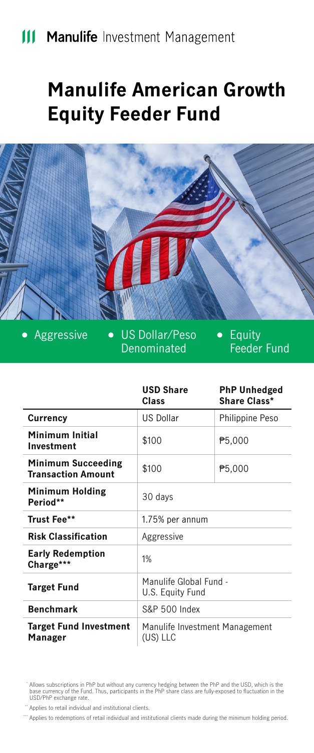Manulife Investment Management

# Manulife American Growth Equity Feeder Fund

- Aggressive
- US Dollar/Peso Denominated
- Equity Feeder Fund

| | USD Share Class | PhP Unhedged Share Class* |
|---|---|---|
| **Currency** | US Dollar | Philippine Peso |
| **Minimum Initial Investment** | $100 | ₱5,000 |
| **Minimum Succeeding Transaction Amount** | $100 | ₱5,000 |
| **Minimum Holding Period**** | 30 days | |
| **Trust Fee**** | 1.75% per annum | |
| **Risk Classification** | Aggressive | |
| **Early Redemption Charge***** | 1% | |
| **Target Fund** | Manulife Global Fund - U.S. Equity Fund | |
| **Benchmark** | S&P 500 Index | |
| **Target Fund Investment Manager** | Manulife Investment Management (US) LLC | |

* Allows subscriptions in PhP but without any currency hedging between the PhP and the USD, which is the base currency of the Fund. Thus, participants in the PhP share class are fully-exposed to fluctuation in the USD/PhP exchange rate.

** Applies to retail individual and institutional clients.

*** Applies to redemptions of retail individual and institutional clients made during the minimum holding period.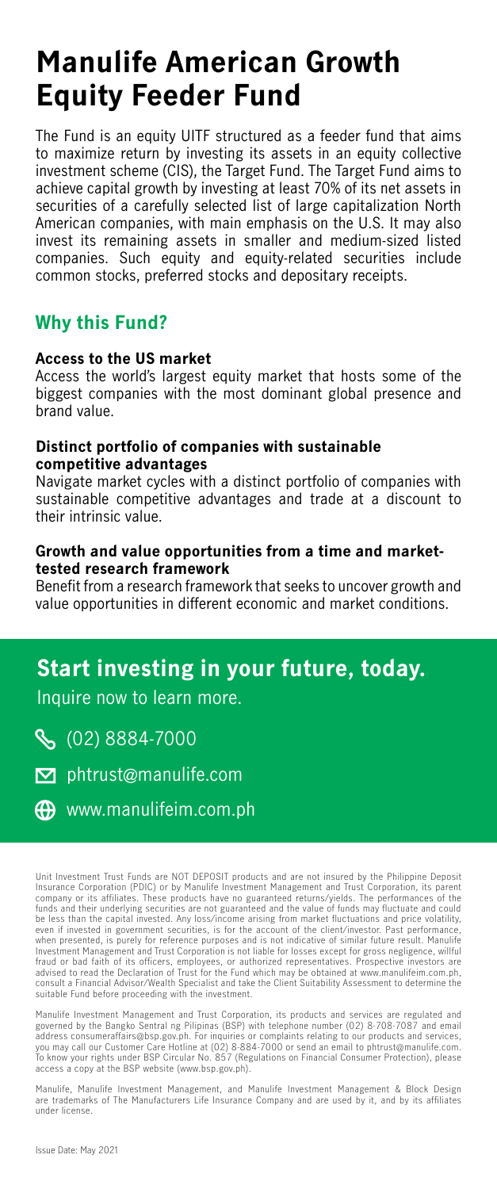# Manulife American Growth Equity Feeder Fund

The Fund is an equity UITF structured as a feeder fund that aims to maximize return by investing its assets in an equity collective investment scheme (CIS), the Target Fund. The Target Fund aims to achieve capital growth by investing at least 70% of its net assets in securities of a carefully selected list of large capitalization North American companies, with main emphasis on the U.S. It may also invest its remaining assets in smaller and medium-sized listed companies. Such equity and equity-related securities include common stocks, preferred stocks and depositary receipts.

## Why this Fund?

**Access to the US market**

Access the world's largest equity market that hosts some of the biggest companies with the most dominant global presence and brand value.

**Distinct portfolio of companies with sustainable competitive advantages**

Navigate market cycles with a distinct portfolio of companies with sustainable competitive advantages and trade at a discount to their intrinsic value.

**Growth and value opportunities from a time and market-tested research framework**

Benefit from a research framework that seeks to uncover growth and value opportunities in different economic and market conditions.

## Start investing in your future, today.

Inquire now to learn more.

- (02) 8884-7000
- phtrust@manulife.com
- www.manulifeim.com.ph

Unit Investment Trust Funds are NOT DEPOSIT products and are not insured by the Philippine Deposit Insurance Corporation (PDIC) or by Manulife Investment Management and Trust Corporation, its parent company or its affiliates. These products have no guaranteed returns/yields. The performances of the funds and their underlying securities are not guaranteed and the value of funds may fluctuate and could be less than the capital invested. Any loss/income arising from market fluctuations and price volatility, even if invested in government securities, is for the account of the client/investor. Past performance, when presented, is purely for reference purposes and is not indicative of similar future result. Manulife Investment Management and Trust Corporation is not liable for losses except for gross negligence, willful fraud or bad faith of its officers, employees, or authorized representatives. Prospective investors are advised to read the Declaration of Trust for the Fund which may be obtained at www.manulifeim.com.ph, consult a Financial Advisor/Wealth Specialist and take the Client Suitability Assessment to determine the suitable Fund before proceeding with the investment.

Manulife Investment Management and Trust Corporation, its products and services are regulated and governed by the Bangko Sentral ng Pilipinas (BSP) with telephone number (02) 8-708-7087 and email address consumeraffairs@bsp.gov.ph. For inquiries or complaints relating to our products and services, you may call our Customer Care Hotline at (02) 8-884-7000 or send an email to phtrust@manulife.com. To know your rights under BSP Circular No. 857 (Regulations on Financial Consumer Protection), please access a copy at the BSP website (www.bsp.gov.ph).

Manulife, Manulife Investment Management, and Manulife Investment Management & Block Design are trademarks of The Manufacturers Life Insurance Company and are used by it, and by its affiliates under license.

Issue Date: May 2021